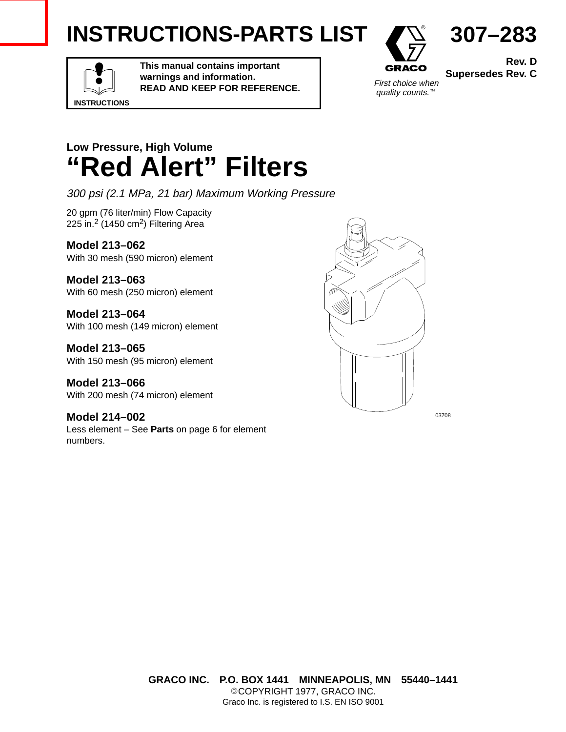# INSTRUCTIONS-PARTS LIST

**307–283**

**Rev. D**
**Supersedes Rev. C**

**This manual contains important warnings and information.**
**READ AND KEEP FOR REFERENCE.**

INSTRUCTIONS

GRACO

*First choice when quality counts.*™

### Low Pressure, High Volume

# “Red Alert” Filters

*300 psi (2.1 MPa, 21 bar) Maximum Working Pressure*

20 gpm (76 liter/min) Flow Capacity
225 in.$^2$ (1450 cm$^2$) Filtering Area

**Model 213–062**
With 30 mesh (590 micron) element

**Model 213–063**
With 60 mesh (250 micron) element

**Model 213–064**
With 100 mesh (149 micron) element

**Model 213–065**
With 150 mesh (95 micron) element

**Model 213–066**
With 200 mesh (74 micron) element

**Model 214–002**
Less element – See **Parts** on page 6 for element numbers.

03708

**GRACO INC. P.O. BOX 1441 MINNEAPOLIS, MN 55440–1441**
©COPYRIGHT 1977, GRACO INC.
Graco Inc. is registered to I.S. EN ISO 9001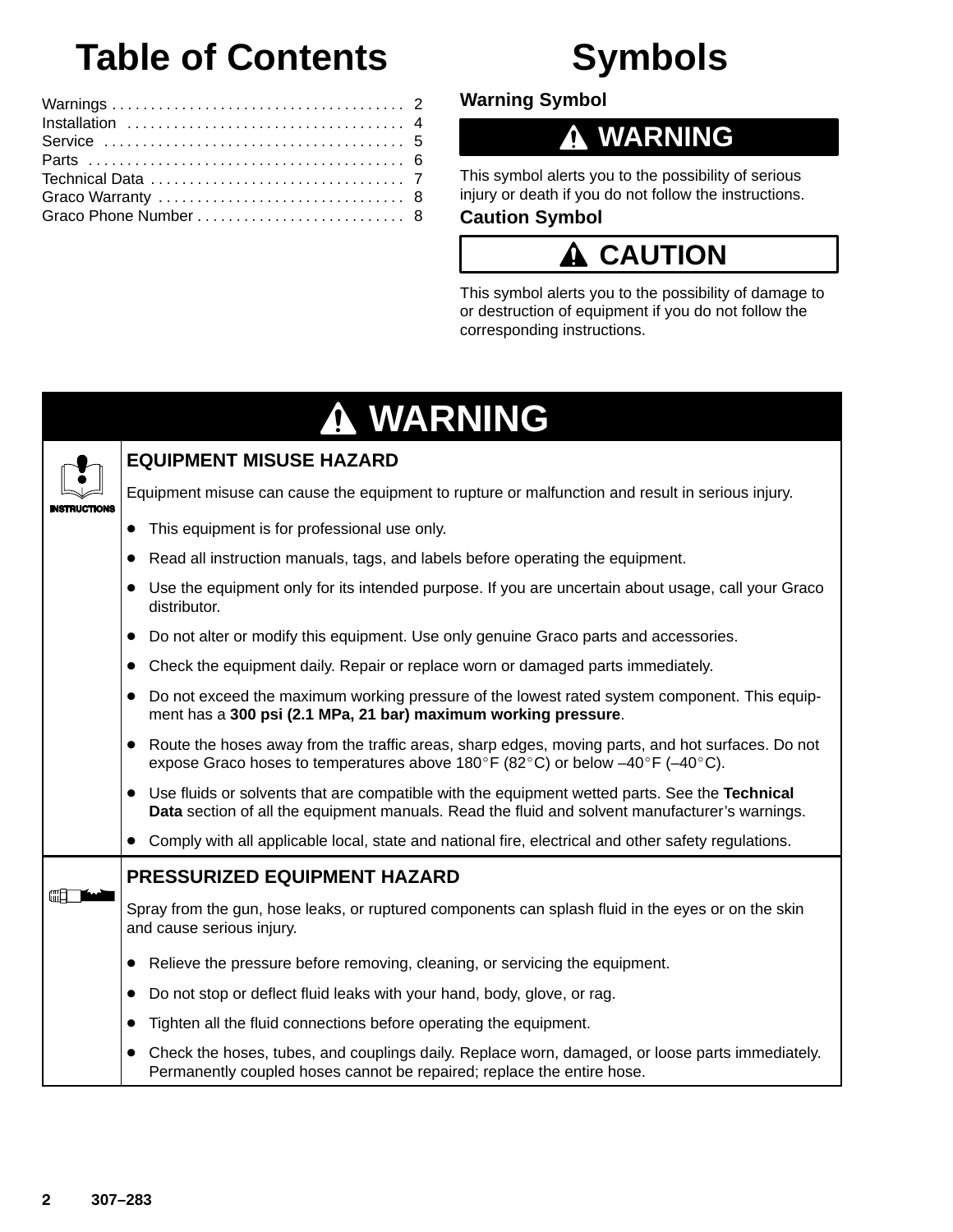# Table of Contents

Warnings . . . . . . . . . . . . . . . . . . . . . . . . . . . . . . . . . . . . . . 2
Installation . . . . . . . . . . . . . . . . . . . . . . . . . . . . . . . . . . . . 4
Service . . . . . . . . . . . . . . . . . . . . . . . . . . . . . . . . . . . . . . . 5
Parts . . . . . . . . . . . . . . . . . . . . . . . . . . . . . . . . . . . . . . . . . 6
Technical Data . . . . . . . . . . . . . . . . . . . . . . . . . . . . . . . . . 7
Graco Warranty . . . . . . . . . . . . . . . . . . . . . . . . . . . . . . . . 8
Graco Phone Number . . . . . . . . . . . . . . . . . . . . . . . . . . . 8

# Symbols

### Warning Symbol

**⚠ WARNING**

This symbol alerts you to the possibility of serious injury or death if you do not follow the instructions.

### Caution Symbol

**⚠ CAUTION**

This symbol alerts you to the possibility of damage to or destruction of equipment if you do not follow the corresponding instructions.

## ⚠ WARNING

### EQUIPMENT MISUSE HAZARD

INSTRUCTIONS

Equipment misuse can cause the equipment to rupture or malfunction and result in serious injury.

- This equipment is for professional use only.
- Read all instruction manuals, tags, and labels before operating the equipment.
- Use the equipment only for its intended purpose. If you are uncertain about usage, call your Graco distributor.
- Do not alter or modify this equipment. Use only genuine Graco parts and accessories.
- Check the equipment daily. Repair or replace worn or damaged parts immediately.
- Do not exceed the maximum working pressure of the lowest rated system component. This equipment has a **300 psi (2.1 MPa, 21 bar) maximum working pressure**.
- Route the hoses away from the traffic areas, sharp edges, moving parts, and hot surfaces. Do not expose Graco hoses to temperatures above 180°F (82°C) or below –40°F (–40°C).
- Use fluids or solvents that are compatible with the equipment wetted parts. See the **Technical Data** section of all the equipment manuals. Read the fluid and solvent manufacturer's warnings.
- Comply with all applicable local, state and national fire, electrical and other safety regulations.

### PRESSURIZED EQUIPMENT HAZARD

Spray from the gun, hose leaks, or ruptured components can splash fluid in the eyes or on the skin and cause serious injury.

- Relieve the pressure before removing, cleaning, or servicing the equipment.
- Do not stop or deflect fluid leaks with your hand, body, glove, or rag.
- Tighten all the fluid connections before operating the equipment.
- Check the hoses, tubes, and couplings daily. Replace worn, damaged, or loose parts immediately. Permanently coupled hoses cannot be repaired; replace the entire hose.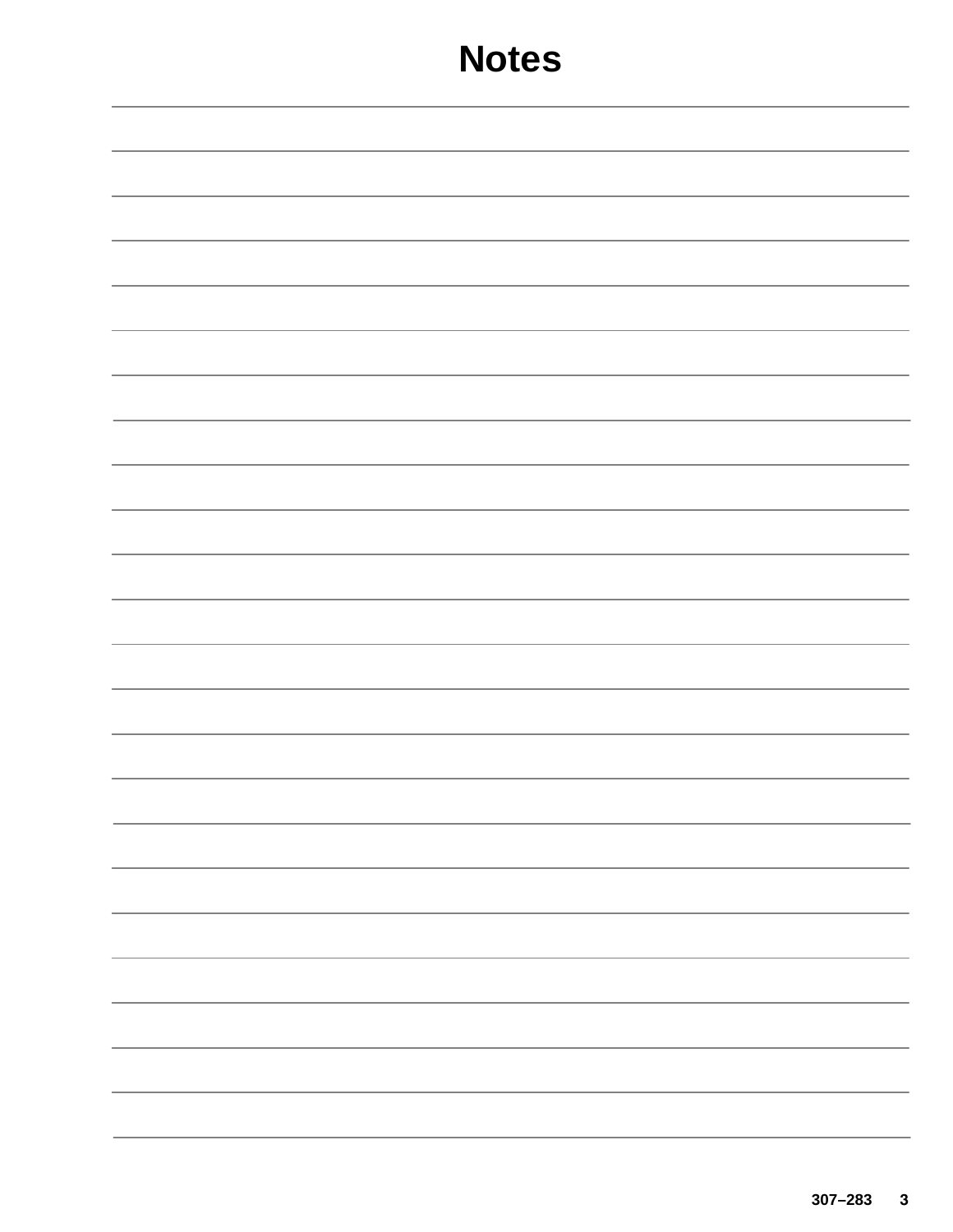# Notes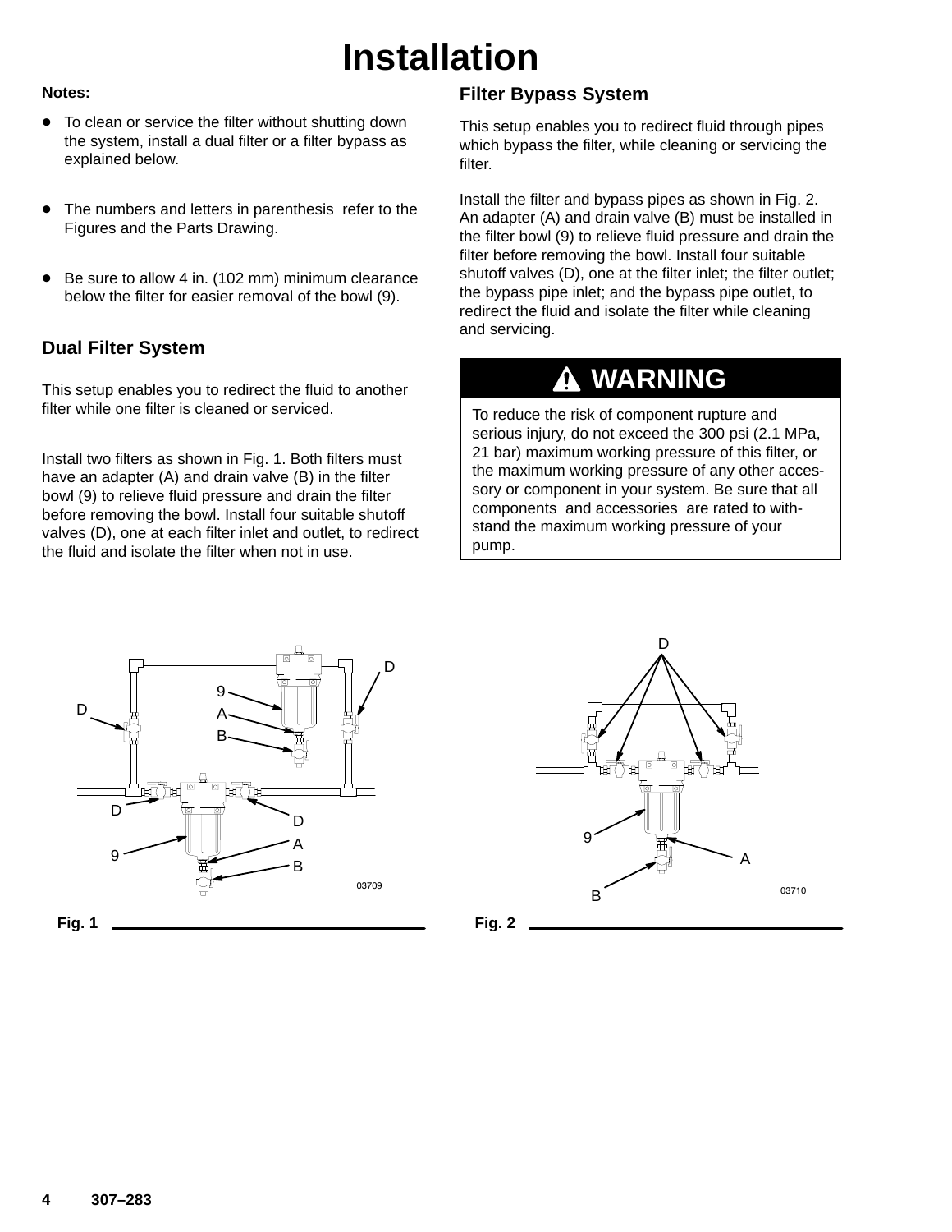# Installation

**Notes:**

- To clean or service the filter without shutting down the system, install a dual filter or a filter bypass as explained below.
- The numbers and letters in parenthesis refer to the Figures and the Parts Drawing.
- Be sure to allow 4 in. (102 mm) minimum clearance below the filter for easier removal of the bowl (9).

## Dual Filter System

This setup enables you to redirect the fluid to another filter while one filter is cleaned or serviced.

Install two filters as shown in Fig. 1. Both filters must have an adapter (A) and drain valve (B) in the filter bowl (9) to relieve fluid pressure and drain the filter before removing the bowl. Install four suitable shutoff valves (D), one at each filter inlet and outlet, to redirect the fluid and isolate the filter when not in use.

## Filter Bypass System

This setup enables you to redirect fluid through pipes which bypass the filter, while cleaning or servicing the filter.

Install the filter and bypass pipes as shown in Fig. 2. An adapter (A) and drain valve (B) must be installed in the filter bowl (9) to relieve fluid pressure and drain the filter before removing the bowl. Install four suitable shutoff valves (D), one at the filter inlet; the filter outlet; the bypass pipe inlet; and the bypass pipe outlet, to redirect the fluid and isolate the filter while cleaning and servicing.

**⚠ WARNING**

To reduce the risk of component rupture and serious injury, do not exceed the 300 psi (2.1 MPa, 21 bar) maximum working pressure of this filter, or the maximum working pressure of any other accessory or component in your system. Be sure that all components and accessories are rated to withstand the maximum working pressure of your pump.

Fig. 1

Fig. 2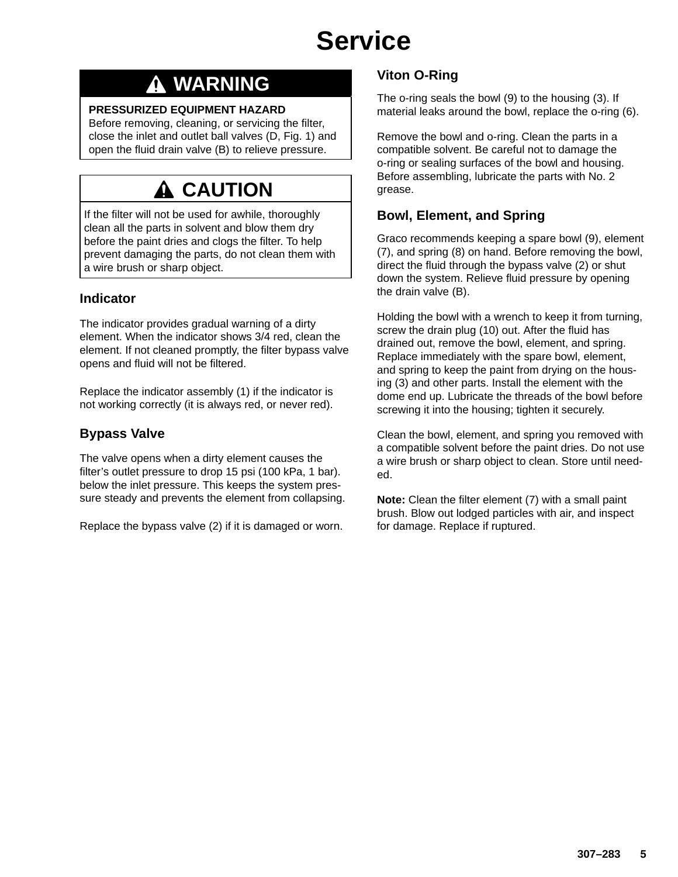# Service

## ⚠ WARNING

**PRESSURIZED EQUIPMENT HAZARD**
Before removing, cleaning, or servicing the filter, close the inlet and outlet ball valves (D, Fig. 1) and open the fluid drain valve (B) to relieve pressure.

## ⚠ CAUTION

If the filter will not be used for awhile, thoroughly clean all the parts in solvent and blow them dry before the paint dries and clogs the filter. To help prevent damaging the parts, do not clean them with a wire brush or sharp object.

### Indicator

The indicator provides gradual warning of a dirty element. When the indicator shows 3/4 red, clean the element. If not cleaned promptly, the filter bypass valve opens and fluid will not be filtered.

Replace the indicator assembly (1) if the indicator is not working correctly (it is always red, or never red).

### Bypass Valve

The valve opens when a dirty element causes the filter's outlet pressure to drop 15 psi (100 kPa, 1 bar). below the inlet pressure. This keeps the system pressure steady and prevents the element from collapsing.

Replace the bypass valve (2) if it is damaged or worn.

### Viton O-Ring

The o-ring seals the bowl (9) to the housing (3). If material leaks around the bowl, replace the o-ring (6).

Remove the bowl and o-ring. Clean the parts in a compatible solvent. Be careful not to damage the o-ring or sealing surfaces of the bowl and housing. Before assembling, lubricate the parts with No. 2 grease.

### Bowl, Element, and Spring

Graco recommends keeping a spare bowl (9), element (7), and spring (8) on hand. Before removing the bowl, direct the fluid through the bypass valve (2) or shut down the system. Relieve fluid pressure by opening the drain valve (B).

Holding the bowl with a wrench to keep it from turning, screw the drain plug (10) out. After the fluid has drained out, remove the bowl, element, and spring. Replace immediately with the spare bowl, element, and spring to keep the paint from drying on the housing (3) and other parts. Install the element with the dome end up. Lubricate the threads of the bowl before screwing it into the housing; tighten it securely.

Clean the bowl, element, and spring you removed with a compatible solvent before the paint dries. Do not use a wire brush or sharp object to clean. Store until needed.

**Note:** Clean the filter element (7) with a small paint brush. Blow out lodged particles with air, and inspect for damage. Replace if ruptured.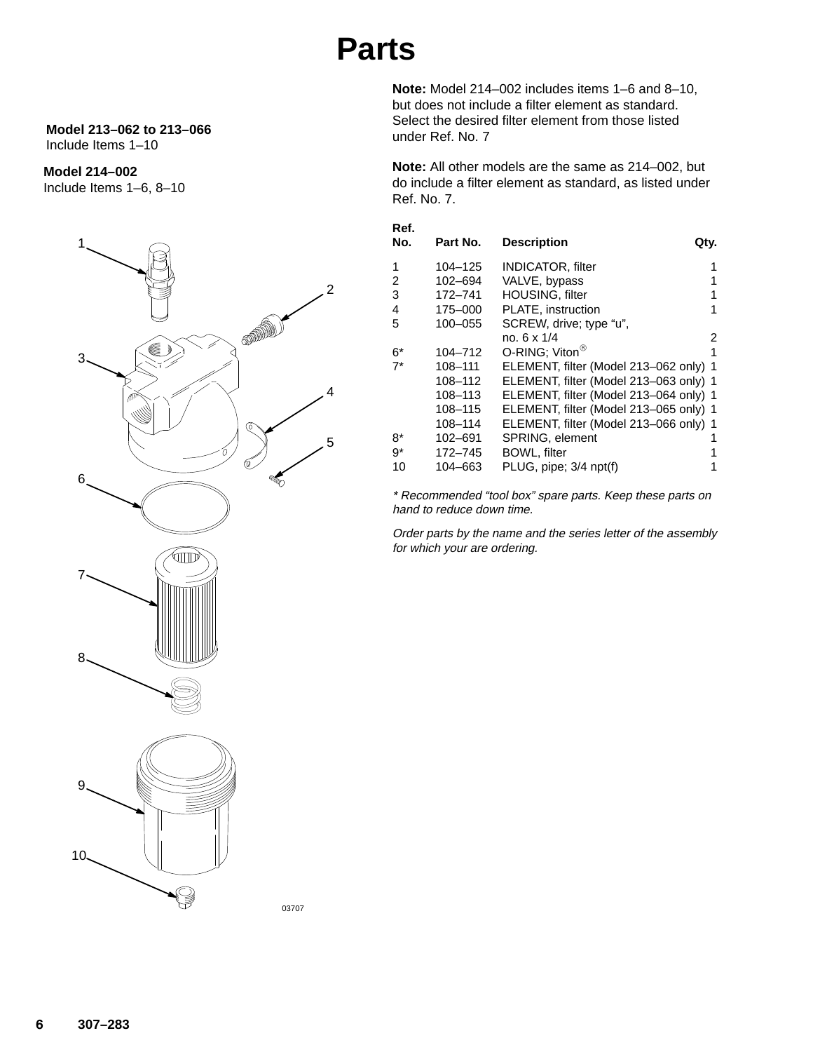# Parts

**Model 213–062 to 213–066**
Include Items 1–10

**Model 214–002**
Include Items 1–6, 8–10

03707

**Note:** Model 214–002 includes items 1–6 and 8–10, but does not include a filter element as standard. Select the desired filter element from those listed under Ref. No. 7

**Note:** All other models are the same as 214–002, but do include a filter element as standard, as listed under Ref. No. 7.

| Ref. No. | Part No. | Description | Qty. |
|---|---|---|---|
| 1 | 104–125 | INDICATOR, filter | 1 |
| 2 | 102–694 | VALVE, bypass | 1 |
| 3 | 172–741 | HOUSING, filter | 1 |
| 4 | 175–000 | PLATE, instruction | 1 |
| 5 | 100–055 | SCREW, drive; type “u”, no. 6 x 1/4 | 2 |
| 6* | 104–712 | O-RING; Viton® | 1 |
| 7* | 108–111 | ELEMENT, filter (Model 213–062 only) | 1 |
| | 108–112 | ELEMENT, filter (Model 213–063 only) | 1 |
| | 108–113 | ELEMENT, filter (Model 213–064 only) | 1 |
| | 108–115 | ELEMENT, filter (Model 213–065 only) | 1 |
| | 108–114 | ELEMENT, filter (Model 213–066 only) | 1 |
| 8* | 102–691 | SPRING, element | 1 |
| 9* | 172–745 | BOWL, filter | 1 |
| 10 | 104–663 | PLUG, pipe; 3/4 npt(f) | 1 |

*\* Recommended “tool box” spare parts. Keep these parts on hand to reduce down time.*

*Order parts by the name and the series letter of the assembly for which your are ordering.*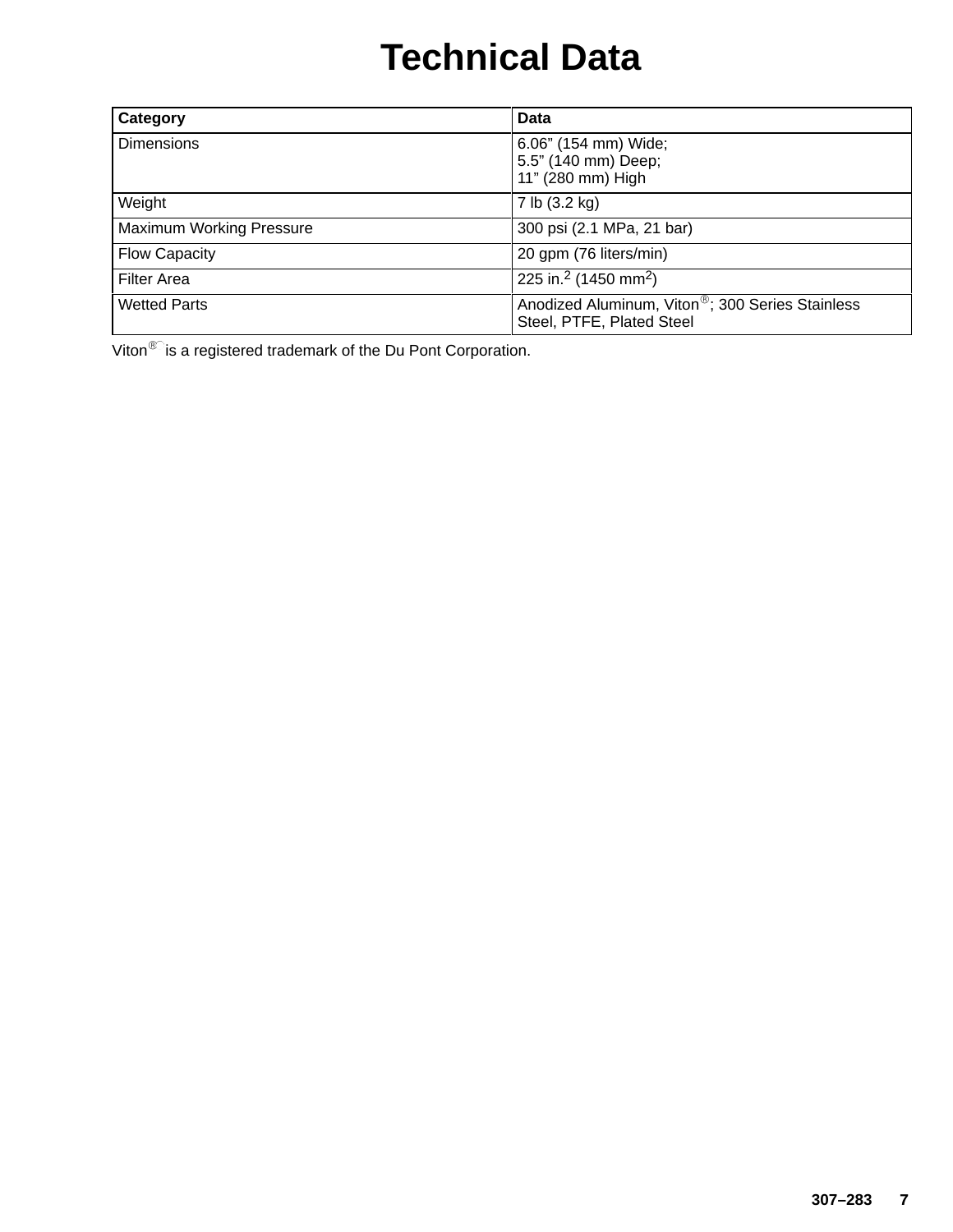# Technical Data

| Category | Data |
| --- | --- |
| Dimensions | 6.06" (154 mm) Wide;<br>5.5" (140 mm) Deep;<br>11" (280 mm) High |
| Weight | 7 lb (3.2 kg) |
| Maximum Working Pressure | 300 psi (2.1 MPa, 21 bar) |
| Flow Capacity | 20 gpm (76 liters/min) |
| Filter Area | 225 in.$^2$ (1450 mm$^2$) |
| Wetted Parts | Anodized Aluminum, Viton®; 300 Series Stainless Steel, PTFE, Plated Steel |

Viton® is a registered trademark of the Du Pont Corporation.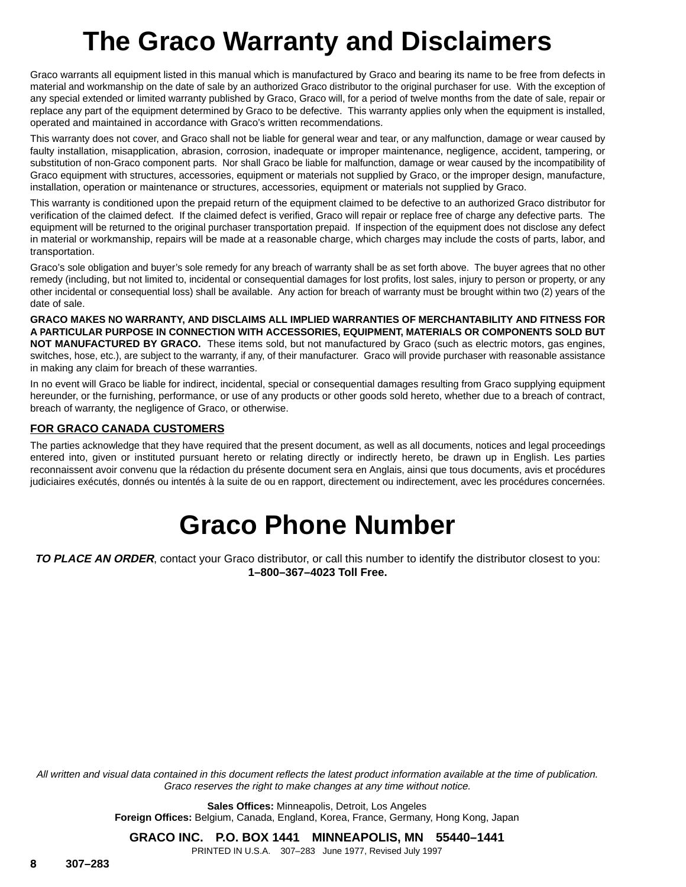# The Graco Warranty and Disclaimers

Graco warrants all equipment listed in this manual which is manufactured by Graco and bearing its name to be free from defects in material and workmanship on the date of sale by an authorized Graco distributor to the original purchaser for use. With the exception of any special extended or limited warranty published by Graco, Graco will, for a period of twelve months from the date of sale, repair or replace any part of the equipment determined by Graco to be defective. This warranty applies only when the equipment is installed, operated and maintained in accordance with Graco's written recommendations.

This warranty does not cover, and Graco shall not be liable for general wear and tear, or any malfunction, damage or wear caused by faulty installation, misapplication, abrasion, corrosion, inadequate or improper maintenance, negligence, accident, tampering, or substitution of non-Graco component parts. Nor shall Graco be liable for malfunction, damage or wear caused by the incompatibility of Graco equipment with structures, accessories, equipment or materials not supplied by Graco, or the improper design, manufacture, installation, operation or maintenance or structures, accessories, equipment or materials not supplied by Graco.

This warranty is conditioned upon the prepaid return of the equipment claimed to be defective to an authorized Graco distributor for verification of the claimed defect. If the claimed defect is verified, Graco will repair or replace free of charge any defective parts. The equipment will be returned to the original purchaser transportation prepaid. If inspection of the equipment does not disclose any defect in material or workmanship, repairs will be made at a reasonable charge, which charges may include the costs of parts, labor, and transportation.

Graco's sole obligation and buyer's sole remedy for any breach of warranty shall be as set forth above. The buyer agrees that no other remedy (including, but not limited to, incidental or consequential damages for lost profits, lost sales, injury to person or property, or any other incidental or consequential loss) shall be available. Any action for breach of warranty must be brought within two (2) years of the date of sale.

**GRACO MAKES NO WARRANTY, AND DISCLAIMS ALL IMPLIED WARRANTIES OF MERCHANTABILITY AND FITNESS FOR A PARTICULAR PURPOSE IN CONNECTION WITH ACCESSORIES, EQUIPMENT, MATERIALS OR COMPONENTS SOLD BUT NOT MANUFACTURED BY GRACO.** These items sold, but not manufactured by Graco (such as electric motors, gas engines, switches, hose, etc.), are subject to the warranty, if any, of their manufacturer. Graco will provide purchaser with reasonable assistance in making any claim for breach of these warranties.

In no event will Graco be liable for indirect, incidental, special or consequential damages resulting from Graco supplying equipment hereunder, or the furnishing, performance, or use of any products or other goods sold hereto, whether due to a breach of contract, breach of warranty, the negligence of Graco, or otherwise.

**FOR GRACO CANADA CUSTOMERS**

The parties acknowledge that they have required that the present document, as well as all documents, notices and legal proceedings entered into, given or instituted pursuant hereto or relating directly or indirectly hereto, be drawn up in English. Les parties reconnaissent avoir convenu que la rédaction du présente document sera en Anglais, ainsi que tous documents, avis et procédures judiciaires exécutés, donnés ou intentés à la suite de ou en rapport, directement ou indirectement, avec les procédures concernées.

# Graco Phone Number

***TO PLACE AN ORDER***, contact your Graco distributor, or call this number to identify the distributor closest to you:
**1–800–367–4023 Toll Free.**

*All written and visual data contained in this document reflects the latest product information available at the time of publication. Graco reserves the right to make changes at any time without notice.*

**Sales Offices:** Minneapolis, Detroit, Los Angeles
**Foreign Offices:** Belgium, Canada, England, Korea, France, Germany, Hong Kong, Japan

**GRACO INC. P.O. BOX 1441 MINNEAPOLIS, MN 55440–1441**
PRINTED IN U.S.A. 307–283 June 1977, Revised July 1997